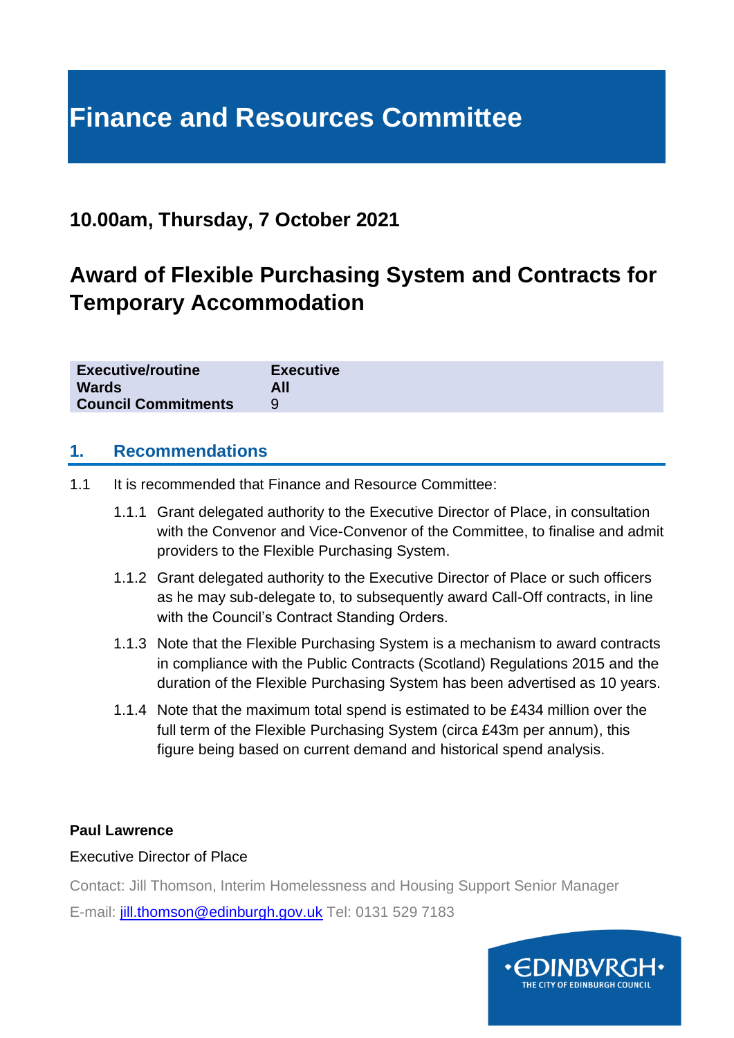# Finance and Resources Committee

## 10.00am, Thursday, 7 October 2021

## Award of Flexible Purchasing System and Contracts for Temporary Accommodation

| | |
|---|---|
| **Executive/routine** | **Executive** |
| **Wards** | **All** |
| **Council Commitments** | 9 |

## 1. Recommendations

1.1 It is recommended that Finance and Resource Committee:

1.1.1 Grant delegated authority to the Executive Director of Place, in consultation with the Convenor and Vice-Convenor of the Committee, to finalise and admit providers to the Flexible Purchasing System.

1.1.2 Grant delegated authority to the Executive Director of Place or such officers as he may sub-delegate to, to subsequently award Call-Off contracts, in line with the Council's Contract Standing Orders.

1.1.3 Note that the Flexible Purchasing System is a mechanism to award contracts in compliance with the Public Contracts (Scotland) Regulations 2015 and the duration of the Flexible Purchasing System has been advertised as 10 years.

1.1.4 Note that the maximum total spend is estimated to be £434 million over the full term of the Flexible Purchasing System (circa £43m per annum), this figure being based on current demand and historical spend analysis.

**Paul Lawrence**

Executive Director of Place

Contact: Jill Thomson, Interim Homelessness and Housing Support Senior Manager

E-mail: jill.thomson@edinburgh.gov.uk Tel: 0131 529 7183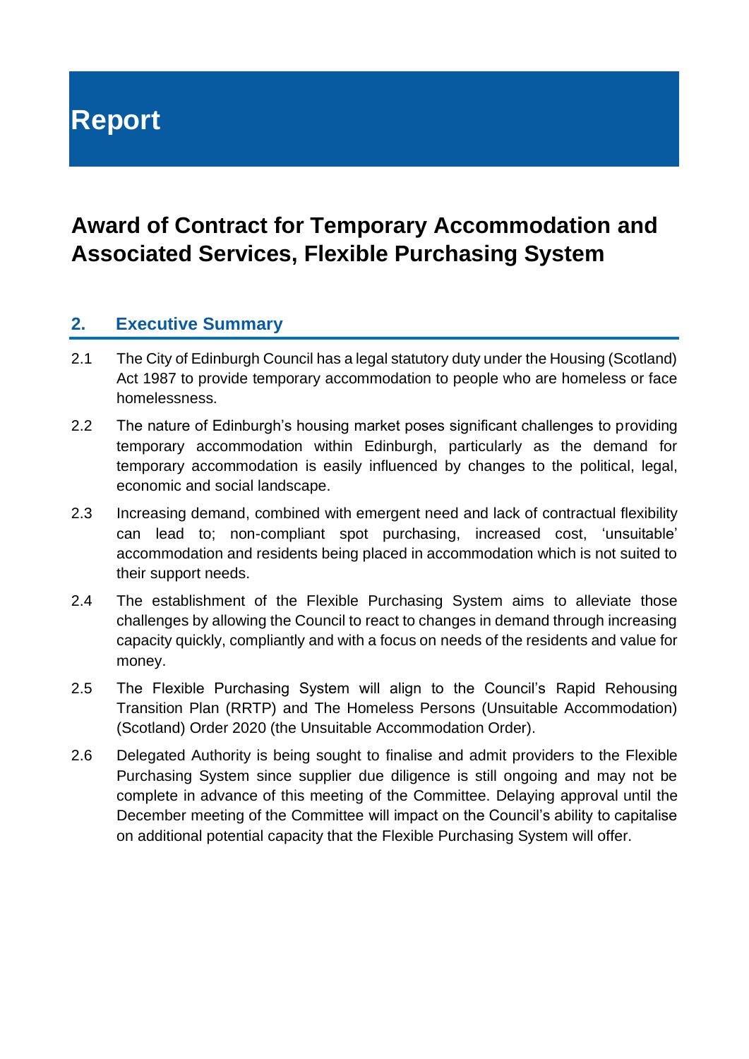# Report

## Award of Contract for Temporary Accommodation and Associated Services, Flexible Purchasing System

### 2. Executive Summary

2.1 The City of Edinburgh Council has a legal statutory duty under the Housing (Scotland) Act 1987 to provide temporary accommodation to people who are homeless or face homelessness.

2.2 The nature of Edinburgh's housing market poses significant challenges to providing temporary accommodation within Edinburgh, particularly as the demand for temporary accommodation is easily influenced by changes to the political, legal, economic and social landscape.

2.3 Increasing demand, combined with emergent need and lack of contractual flexibility can lead to; non-compliant spot purchasing, increased cost, 'unsuitable' accommodation and residents being placed in accommodation which is not suited to their support needs.

2.4 The establishment of the Flexible Purchasing System aims to alleviate those challenges by allowing the Council to react to changes in demand through increasing capacity quickly, compliantly and with a focus on needs of the residents and value for money.

2.5 The Flexible Purchasing System will align to the Council's Rapid Rehousing Transition Plan (RRTP) and The Homeless Persons (Unsuitable Accommodation) (Scotland) Order 2020 (the Unsuitable Accommodation Order).

2.6 Delegated Authority is being sought to finalise and admit providers to the Flexible Purchasing System since supplier due diligence is still ongoing and may not be complete in advance of this meeting of the Committee. Delaying approval until the December meeting of the Committee will impact on the Council's ability to capitalise on additional potential capacity that the Flexible Purchasing System will offer.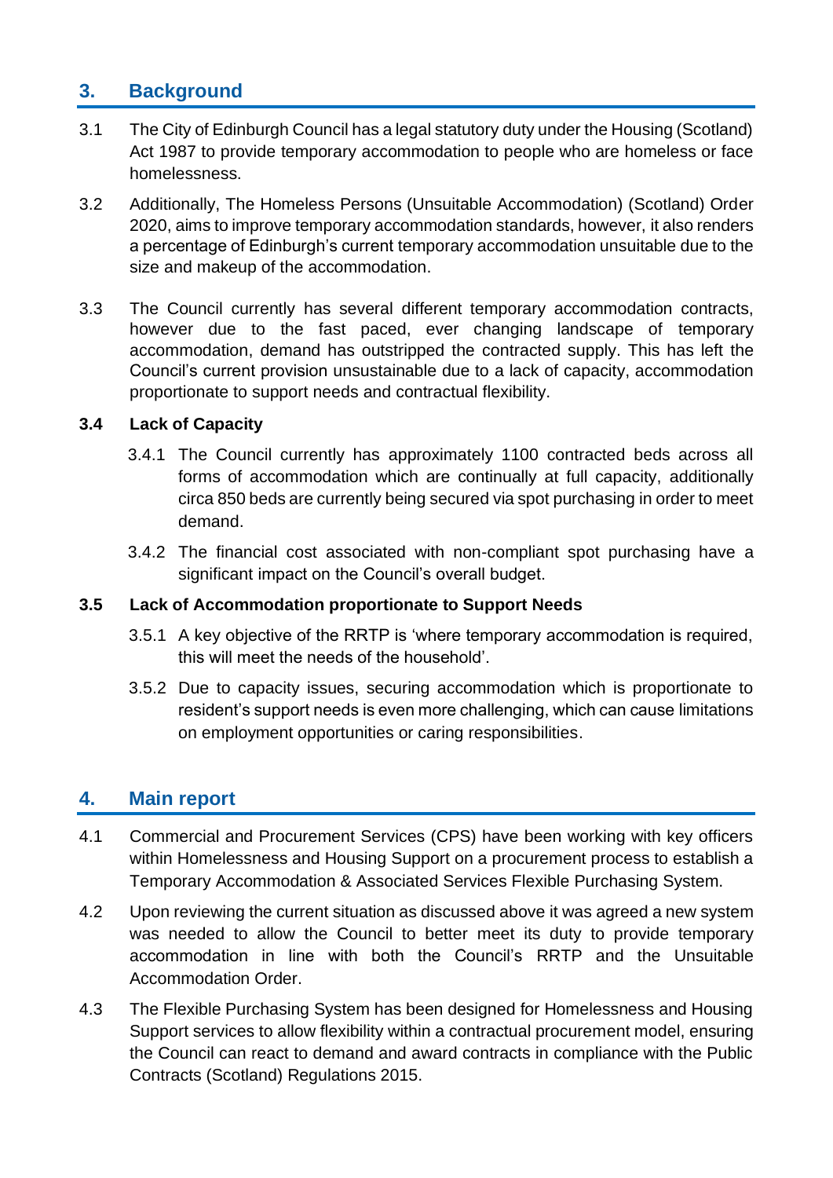## 3. Background

3.1 The City of Edinburgh Council has a legal statutory duty under the Housing (Scotland) Act 1987 to provide temporary accommodation to people who are homeless or face homelessness.

3.2 Additionally, The Homeless Persons (Unsuitable Accommodation) (Scotland) Order 2020, aims to improve temporary accommodation standards, however, it also renders a percentage of Edinburgh's current temporary accommodation unsuitable due to the size and makeup of the accommodation.

3.3 The Council currently has several different temporary accommodation contracts, however due to the fast paced, ever changing landscape of temporary accommodation, demand has outstripped the contracted supply. This has left the Council's current provision unsustainable due to a lack of capacity, accommodation proportionate to support needs and contractual flexibility.

**3.4 Lack of Capacity**

3.4.1 The Council currently has approximately 1100 contracted beds across all forms of accommodation which are continually at full capacity, additionally circa 850 beds are currently being secured via spot purchasing in order to meet demand.

3.4.2 The financial cost associated with non-compliant spot purchasing have a significant impact on the Council's overall budget.

**3.5 Lack of Accommodation proportionate to Support Needs**

3.5.1 A key objective of the RRTP is 'where temporary accommodation is required, this will meet the needs of the household'.

3.5.2 Due to capacity issues, securing accommodation which is proportionate to resident's support needs is even more challenging, which can cause limitations on employment opportunities or caring responsibilities.

## 4. Main report

4.1 Commercial and Procurement Services (CPS) have been working with key officers within Homelessness and Housing Support on a procurement process to establish a Temporary Accommodation & Associated Services Flexible Purchasing System.

4.2 Upon reviewing the current situation as discussed above it was agreed a new system was needed to allow the Council to better meet its duty to provide temporary accommodation in line with both the Council's RRTP and the Unsuitable Accommodation Order.

4.3 The Flexible Purchasing System has been designed for Homelessness and Housing Support services to allow flexibility within a contractual procurement model, ensuring the Council can react to demand and award contracts in compliance with the Public Contracts (Scotland) Regulations 2015.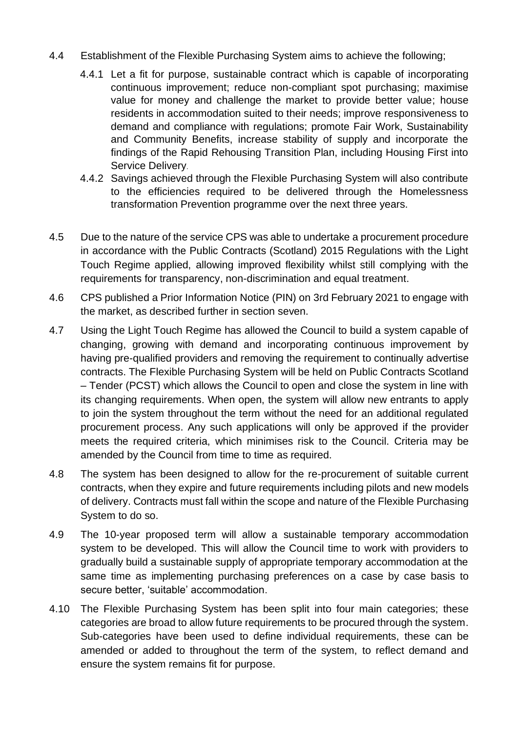4.4 Establishment of the Flexible Purchasing System aims to achieve the following;

4.4.1 Let a fit for purpose, sustainable contract which is capable of incorporating continuous improvement; reduce non-compliant spot purchasing; maximise value for money and challenge the market to provide better value; house residents in accommodation suited to their needs; improve responsiveness to demand and compliance with regulations; promote Fair Work, Sustainability and Community Benefits, increase stability of supply and incorporate the findings of the Rapid Rehousing Transition Plan, including Housing First into Service Delivery.

4.4.2 Savings achieved through the Flexible Purchasing System will also contribute to the efficiencies required to be delivered through the Homelessness transformation Prevention programme over the next three years.

4.5 Due to the nature of the service CPS was able to undertake a procurement procedure in accordance with the Public Contracts (Scotland) 2015 Regulations with the Light Touch Regime applied, allowing improved flexibility whilst still complying with the requirements for transparency, non-discrimination and equal treatment.

4.6 CPS published a Prior Information Notice (PIN) on 3rd February 2021 to engage with the market, as described further in section seven.

4.7 Using the Light Touch Regime has allowed the Council to build a system capable of changing, growing with demand and incorporating continuous improvement by having pre-qualified providers and removing the requirement to continually advertise contracts. The Flexible Purchasing System will be held on Public Contracts Scotland – Tender (PCST) which allows the Council to open and close the system in line with its changing requirements. When open, the system will allow new entrants to apply to join the system throughout the term without the need for an additional regulated procurement process. Any such applications will only be approved if the provider meets the required criteria, which minimises risk to the Council. Criteria may be amended by the Council from time to time as required.

4.8 The system has been designed to allow for the re-procurement of suitable current contracts, when they expire and future requirements including pilots and new models of delivery. Contracts must fall within the scope and nature of the Flexible Purchasing System to do so.

4.9 The 10-year proposed term will allow a sustainable temporary accommodation system to be developed. This will allow the Council time to work with providers to gradually build a sustainable supply of appropriate temporary accommodation at the same time as implementing purchasing preferences on a case by case basis to secure better, 'suitable' accommodation.

4.10 The Flexible Purchasing System has been split into four main categories; these categories are broad to allow future requirements to be procured through the system. Sub-categories have been used to define individual requirements, these can be amended or added to throughout the term of the system, to reflect demand and ensure the system remains fit for purpose.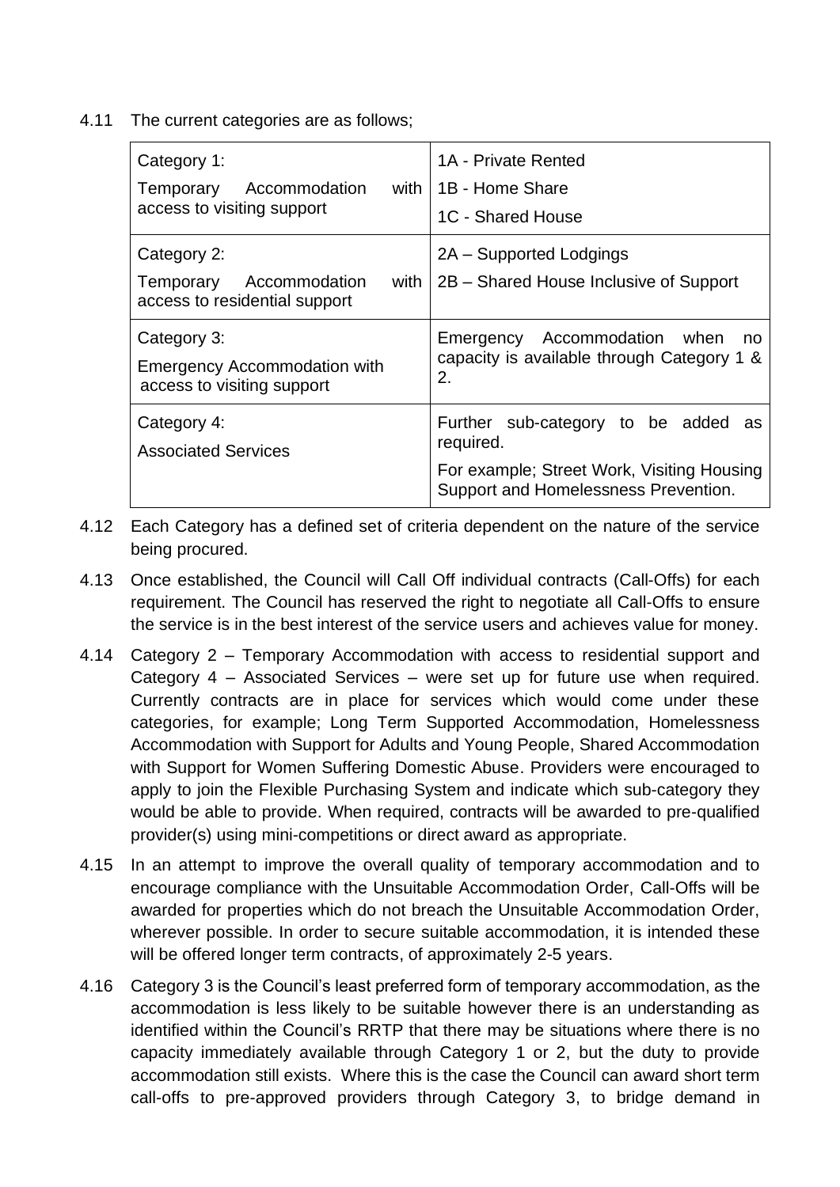4.11 The current categories are as follows;

| Category | Sub-category |
|---|---|
| Category 1:<br>Temporary Accommodation with access to visiting support | 1A - Private Rented<br>1B - Home Share<br>1C - Shared House |
| Category 2:<br>Temporary Accommodation with access to residential support | 2A – Supported Lodgings<br>2B – Shared House Inclusive of Support |
| Category 3:<br>Emergency Accommodation with access to visiting support | Emergency Accommodation when no capacity is available through Category 1 & 2. |
| Category 4:<br>Associated Services | Further sub-category to be added as required.<br>For example; Street Work, Visiting Housing Support and Homelessness Prevention. |

4.12 Each Category has a defined set of criteria dependent on the nature of the service being procured.

4.13 Once established, the Council will Call Off individual contracts (Call-Offs) for each requirement. The Council has reserved the right to negotiate all Call-Offs to ensure the service is in the best interest of the service users and achieves value for money.

4.14 Category 2 – Temporary Accommodation with access to residential support and Category 4 – Associated Services – were set up for future use when required. Currently contracts are in place for services which would come under these categories, for example; Long Term Supported Accommodation, Homelessness Accommodation with Support for Adults and Young People, Shared Accommodation with Support for Women Suffering Domestic Abuse. Providers were encouraged to apply to join the Flexible Purchasing System and indicate which sub-category they would be able to provide. When required, contracts will be awarded to pre-qualified provider(s) using mini-competitions or direct award as appropriate.

4.15 In an attempt to improve the overall quality of temporary accommodation and to encourage compliance with the Unsuitable Accommodation Order, Call-Offs will be awarded for properties which do not breach the Unsuitable Accommodation Order, wherever possible. In order to secure suitable accommodation, it is intended these will be offered longer term contracts, of approximately 2-5 years.

4.16 Category 3 is the Council's least preferred form of temporary accommodation, as the accommodation is less likely to be suitable however there is an understanding as identified within the Council's RRTP that there may be situations where there is no capacity immediately available through Category 1 or 2, but the duty to provide accommodation still exists. Where this is the case the Council can award short term call-offs to pre-approved providers through Category 3, to bridge demand in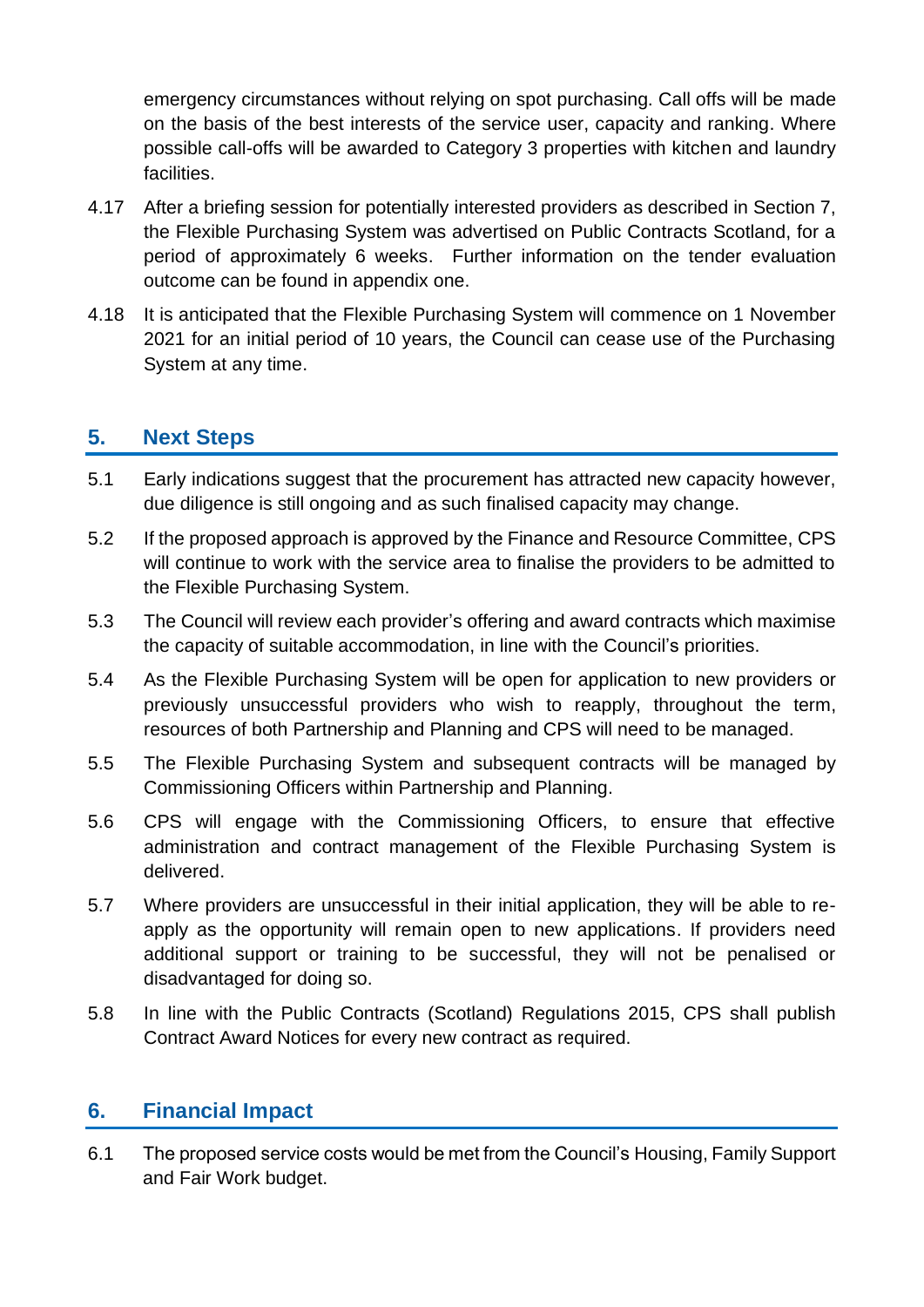emergency circumstances without relying on spot purchasing. Call offs will be made on the basis of the best interests of the service user, capacity and ranking. Where possible call-offs will be awarded to Category 3 properties with kitchen and laundry facilities.

4.17 After a briefing session for potentially interested providers as described in Section 7, the Flexible Purchasing System was advertised on Public Contracts Scotland, for a period of approximately 6 weeks. Further information on the tender evaluation outcome can be found in appendix one.

4.18 It is anticipated that the Flexible Purchasing System will commence on 1 November 2021 for an initial period of 10 years, the Council can cease use of the Purchasing System at any time.

## 5. Next Steps

5.1 Early indications suggest that the procurement has attracted new capacity however, due diligence is still ongoing and as such finalised capacity may change.

5.2 If the proposed approach is approved by the Finance and Resource Committee, CPS will continue to work with the service area to finalise the providers to be admitted to the Flexible Purchasing System.

5.3 The Council will review each provider's offering and award contracts which maximise the capacity of suitable accommodation, in line with the Council's priorities.

5.4 As the Flexible Purchasing System will be open for application to new providers or previously unsuccessful providers who wish to reapply, throughout the term, resources of both Partnership and Planning and CPS will need to be managed.

5.5 The Flexible Purchasing System and subsequent contracts will be managed by Commissioning Officers within Partnership and Planning.

5.6 CPS will engage with the Commissioning Officers, to ensure that effective administration and contract management of the Flexible Purchasing System is delivered.

5.7 Where providers are unsuccessful in their initial application, they will be able to re-apply as the opportunity will remain open to new applications. If providers need additional support or training to be successful, they will not be penalised or disadvantaged for doing so.

5.8 In line with the Public Contracts (Scotland) Regulations 2015, CPS shall publish Contract Award Notices for every new contract as required.

## 6. Financial Impact

6.1 The proposed service costs would be met from the Council's Housing, Family Support and Fair Work budget.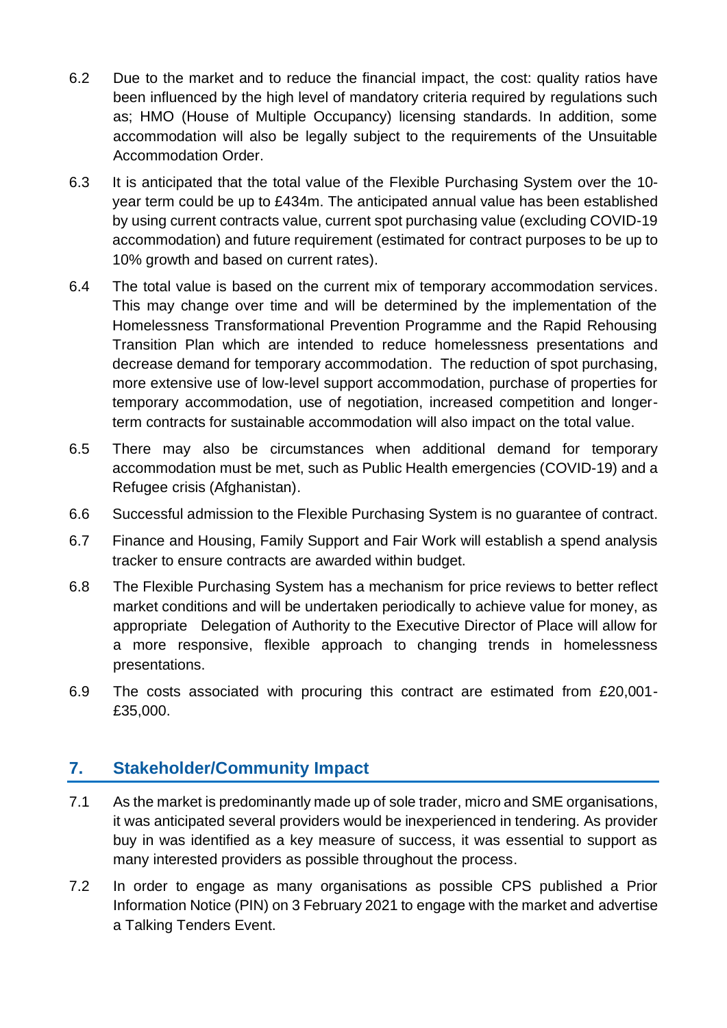6.2 Due to the market and to reduce the financial impact, the cost: quality ratios have been influenced by the high level of mandatory criteria required by regulations such as; HMO (House of Multiple Occupancy) licensing standards. In addition, some accommodation will also be legally subject to the requirements of the Unsuitable Accommodation Order.

6.3 It is anticipated that the total value of the Flexible Purchasing System over the 10-year term could be up to £434m. The anticipated annual value has been established by using current contracts value, current spot purchasing value (excluding COVID-19 accommodation) and future requirement (estimated for contract purposes to be up to 10% growth and based on current rates).

6.4 The total value is based on the current mix of temporary accommodation services. This may change over time and will be determined by the implementation of the Homelessness Transformational Prevention Programme and the Rapid Rehousing Transition Plan which are intended to reduce homelessness presentations and decrease demand for temporary accommodation. The reduction of spot purchasing, more extensive use of low-level support accommodation, purchase of properties for temporary accommodation, use of negotiation, increased competition and longer-term contracts for sustainable accommodation will also impact on the total value.

6.5 There may also be circumstances when additional demand for temporary accommodation must be met, such as Public Health emergencies (COVID-19) and a Refugee crisis (Afghanistan).

6.6 Successful admission to the Flexible Purchasing System is no guarantee of contract.

6.7 Finance and Housing, Family Support and Fair Work will establish a spend analysis tracker to ensure contracts are awarded within budget.

6.8 The Flexible Purchasing System has a mechanism for price reviews to better reflect market conditions and will be undertaken periodically to achieve value for money, as appropriate Delegation of Authority to the Executive Director of Place will allow for a more responsive, flexible approach to changing trends in homelessness presentations.

6.9 The costs associated with procuring this contract are estimated from £20,001-£35,000.

## 7. Stakeholder/Community Impact

7.1 As the market is predominantly made up of sole trader, micro and SME organisations, it was anticipated several providers would be inexperienced in tendering. As provider buy in was identified as a key measure of success, it was essential to support as many interested providers as possible throughout the process.

7.2 In order to engage as many organisations as possible CPS published a Prior Information Notice (PIN) on 3 February 2021 to engage with the market and advertise a Talking Tenders Event.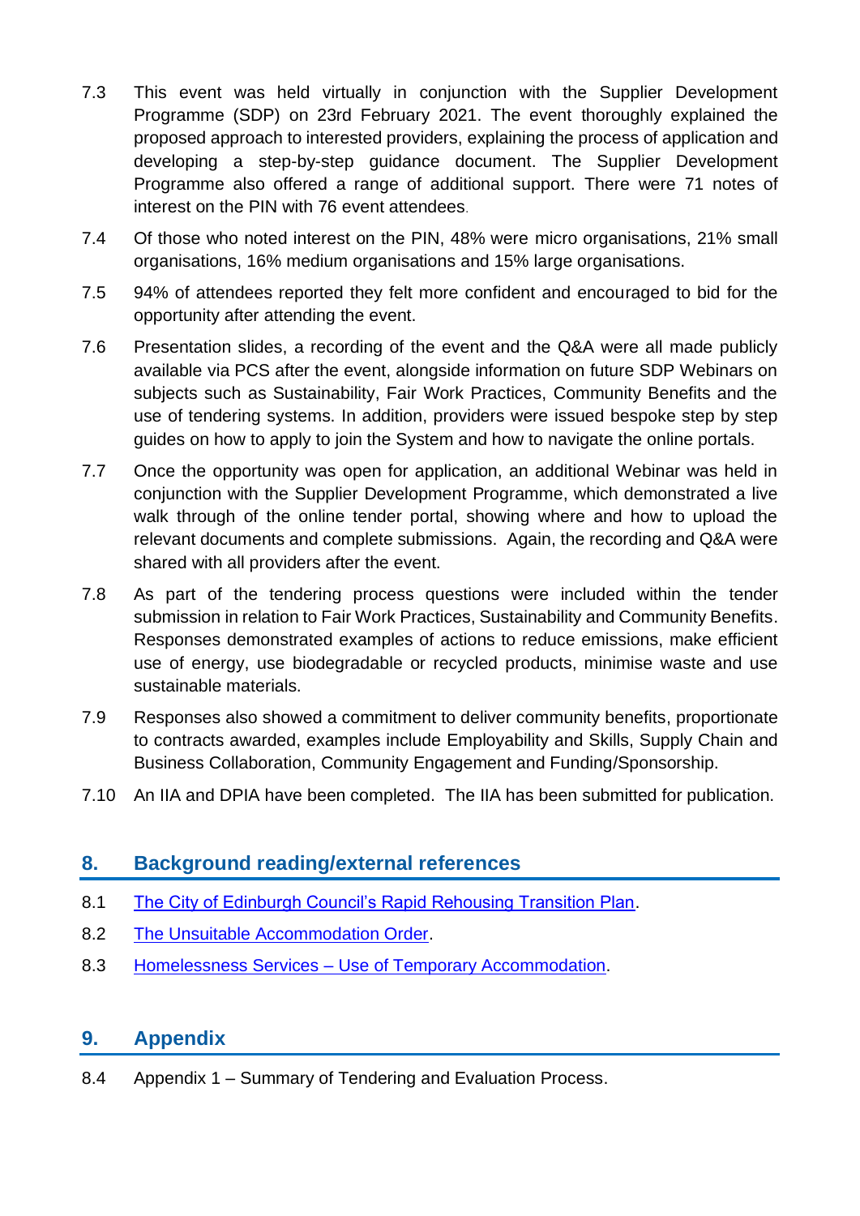7.3 This event was held virtually in conjunction with the Supplier Development Programme (SDP) on 23rd February 2021. The event thoroughly explained the proposed approach to interested providers, explaining the process of application and developing a step-by-step guidance document. The Supplier Development Programme also offered a range of additional support. There were 71 notes of interest on the PIN with 76 event attendees.

7.4 Of those who noted interest on the PIN, 48% were micro organisations, 21% small organisations, 16% medium organisations and 15% large organisations.

7.5 94% of attendees reported they felt more confident and encouraged to bid for the opportunity after attending the event.

7.6 Presentation slides, a recording of the event and the Q&A were all made publicly available via PCS after the event, alongside information on future SDP Webinars on subjects such as Sustainability, Fair Work Practices, Community Benefits and the use of tendering systems. In addition, providers were issued bespoke step by step guides on how to apply to join the System and how to navigate the online portals.

7.7 Once the opportunity was open for application, an additional Webinar was held in conjunction with the Supplier Development Programme, which demonstrated a live walk through of the online tender portal, showing where and how to upload the relevant documents and complete submissions. Again, the recording and Q&A were shared with all providers after the event.

7.8 As part of the tendering process questions were included within the tender submission in relation to Fair Work Practices, Sustainability and Community Benefits. Responses demonstrated examples of actions to reduce emissions, make efficient use of energy, use biodegradable or recycled products, minimise waste and use sustainable materials.

7.9 Responses also showed a commitment to deliver community benefits, proportionate to contracts awarded, examples include Employability and Skills, Supply Chain and Business Collaboration, Community Engagement and Funding/Sponsorship.

7.10 An IIA and DPIA have been completed. The IIA has been submitted for publication.

## 8. Background reading/external references

8.1 The City of Edinburgh Council's Rapid Rehousing Transition Plan.

8.2 The Unsuitable Accommodation Order.

8.3 Homelessness Services – Use of Temporary Accommodation.

## 9. Appendix

8.4 Appendix 1 – Summary of Tendering and Evaluation Process.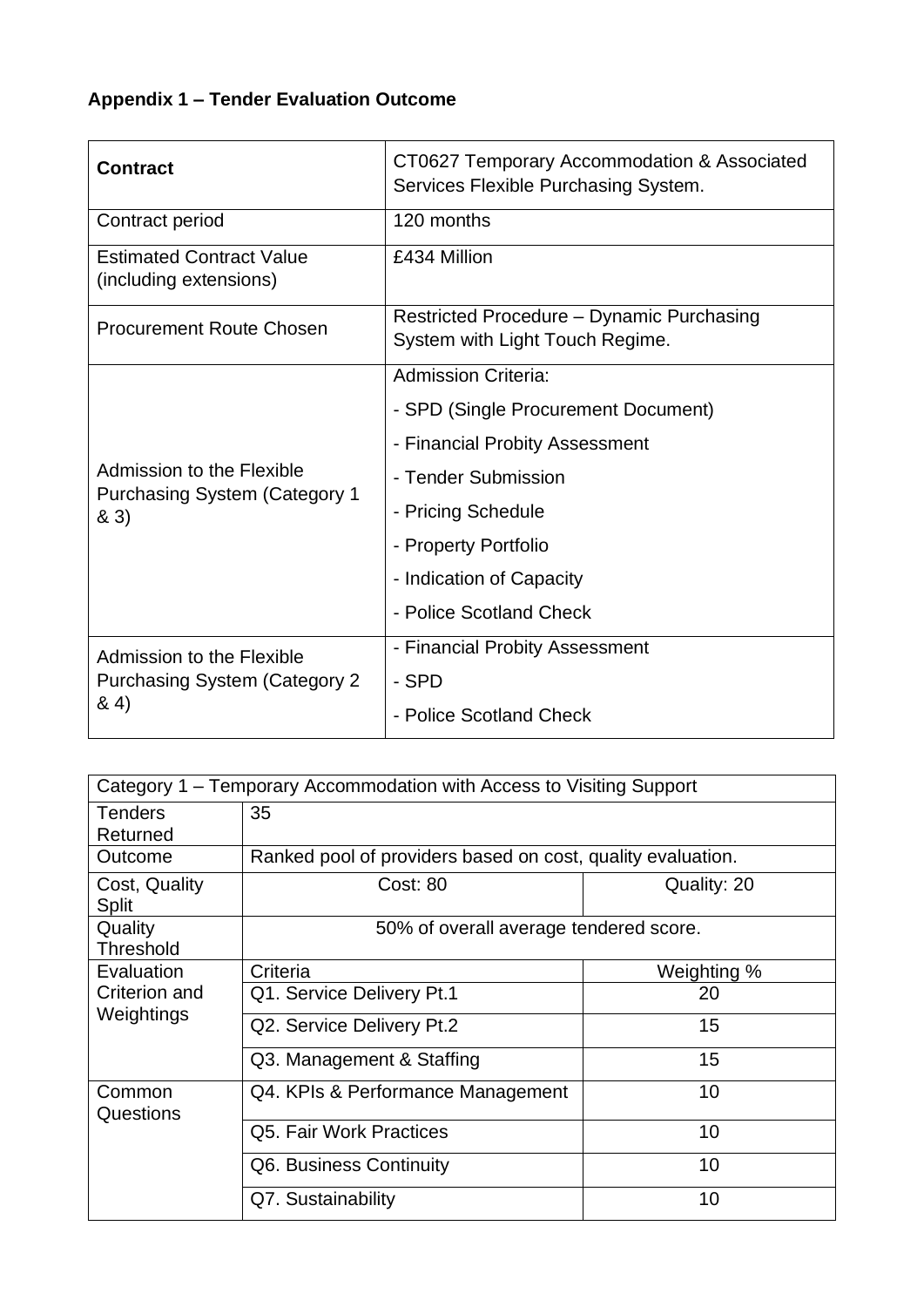**Appendix 1 – Tender Evaluation Outcome**

| **Contract** | CT0627 Temporary Accommodation & Associated Services Flexible Purchasing System. |
|---|---|
| Contract period | 120 months |
| Estimated Contract Value (including extensions) | £434 Million |
| Procurement Route Chosen | Restricted Procedure – Dynamic Purchasing System with Light Touch Regime. |
| Admission to the Flexible Purchasing System (Category 1 & 3) | Admission Criteria:<br>- SPD (Single Procurement Document)<br>- Financial Probity Assessment<br>- Tender Submission<br>- Pricing Schedule<br>- Property Portfolio<br>- Indication of Capacity<br>- Police Scotland Check |
| Admission to the Flexible Purchasing System (Category 2 & 4) | - Financial Probity Assessment<br>- SPD<br>- Police Scotland Check |

| Category 1 – Temporary Accommodation with Access to Visiting Support | | |
|---|---|---|
| Tenders Returned | 35 | |
| Outcome | Ranked pool of providers based on cost, quality evaluation. | |
| Cost, Quality Split | Cost: 80 | Quality: 20 |
| Quality Threshold | 50% of overall average tendered score. | |
| Evaluation Criterion and Weightings | Criteria | Weighting % |
| | Q1. Service Delivery Pt.1 | 20 |
| | Q2. Service Delivery Pt.2 | 15 |
| | Q3. Management & Staffing | 15 |
| Common Questions | Q4. KPIs & Performance Management | 10 |
| | Q5. Fair Work Practices | 10 |
| | Q6. Business Continuity | 10 |
| | Q7. Sustainability | 10 |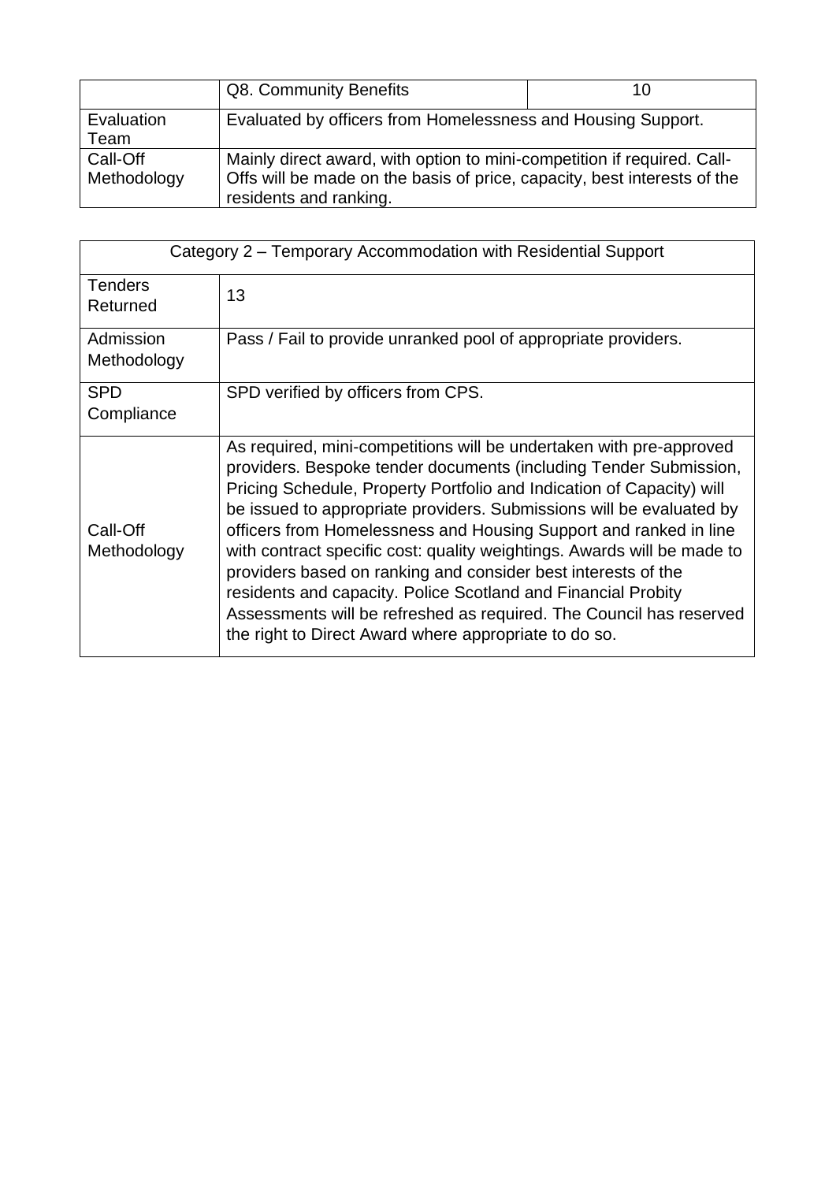|  | Q8. Community Benefits | 10 |
|---|---|---|
| Evaluation Team | Evaluated by officers from Homelessness and Housing Support. | |
| Call-Off Methodology | Mainly direct award, with option to mini-competition if required. Call-Offs will be made on the basis of price, capacity, best interests of the residents and ranking. | |

| Category 2 – Temporary Accommodation with Residential Support | |
|---|---|
| Tenders Returned | 13 |
| Admission Methodology | Pass / Fail to provide unranked pool of appropriate providers. |
| SPD Compliance | SPD verified by officers from CPS. |
| Call-Off Methodology | As required, mini-competitions will be undertaken with pre-approved providers. Bespoke tender documents (including Tender Submission, Pricing Schedule, Property Portfolio and Indication of Capacity) will be issued to appropriate providers. Submissions will be evaluated by officers from Homelessness and Housing Support and ranked in line with contract specific cost: quality weightings. Awards will be made to providers based on ranking and consider best interests of the residents and capacity. Police Scotland and Financial Probity Assessments will be refreshed as required. The Council has reserved the right to Direct Award where appropriate to do so. |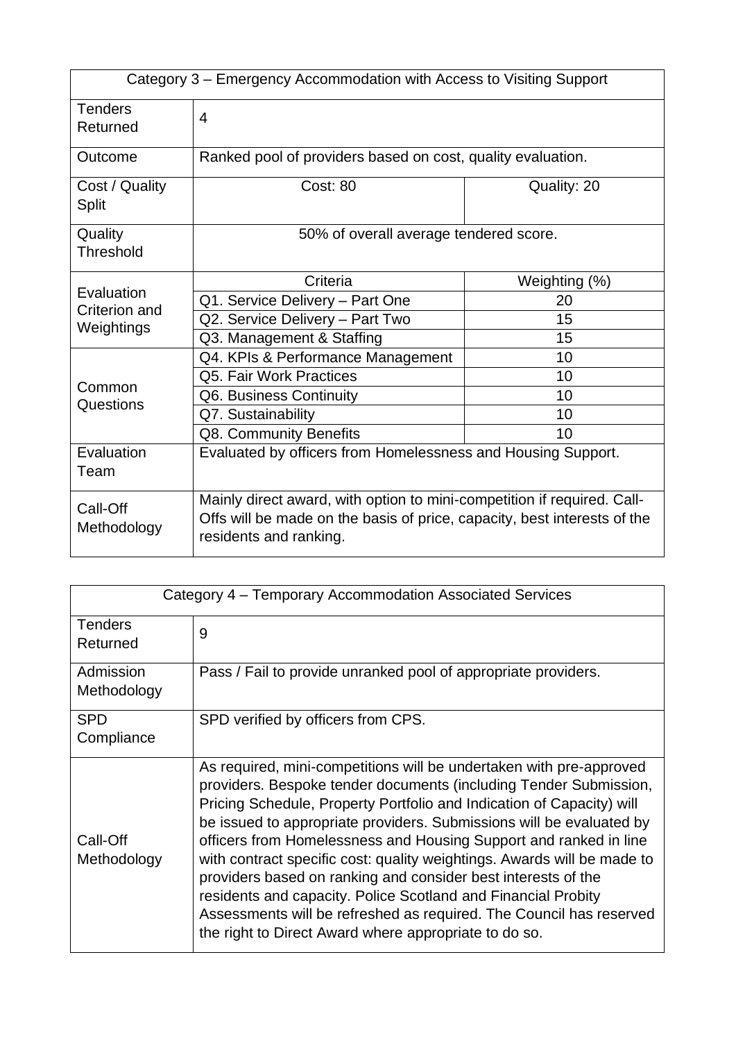| Category 3 – Emergency Accommodation with Access to Visiting Support | | |
|---|---|---|
| Tenders Returned | 4 | |
| Outcome | Ranked pool of providers based on cost, quality evaluation. | |
| Cost / Quality Split | Cost: 80 | Quality: 20 |
| Quality Threshold | 50% of overall average tendered score. | |
| Evaluation Criterion and Weightings | Criteria | Weighting (%) |
| | Q1. Service Delivery – Part One | 20 |
| | Q2. Service Delivery – Part Two | 15 |
| | Q3. Management & Staffing | 15 |
| Common Questions | Q4. KPIs & Performance Management | 10 |
| | Q5. Fair Work Practices | 10 |
| | Q6. Business Continuity | 10 |
| | Q7. Sustainability | 10 |
| | Q8. Community Benefits | 10 |
| Evaluation Team | Evaluated by officers from Homelessness and Housing Support. | |
| Call-Off Methodology | Mainly direct award, with option to mini-competition if required. Call-Offs will be made on the basis of price, capacity, best interests of the residents and ranking. | |

| Category 4 – Temporary Accommodation Associated Services | |
|---|---|
| Tenders Returned | 9 |
| Admission Methodology | Pass / Fail to provide unranked pool of appropriate providers. |
| SPD Compliance | SPD verified by officers from CPS. |
| Call-Off Methodology | As required, mini-competitions will be undertaken with pre-approved providers. Bespoke tender documents (including Tender Submission, Pricing Schedule, Property Portfolio and Indication of Capacity) will be issued to appropriate providers. Submissions will be evaluated by officers from Homelessness and Housing Support and ranked in line with contract specific cost: quality weightings. Awards will be made to providers based on ranking and consider best interests of the residents and capacity. Police Scotland and Financial Probity Assessments will be refreshed as required. The Council has reserved the right to Direct Award where appropriate to do so. |